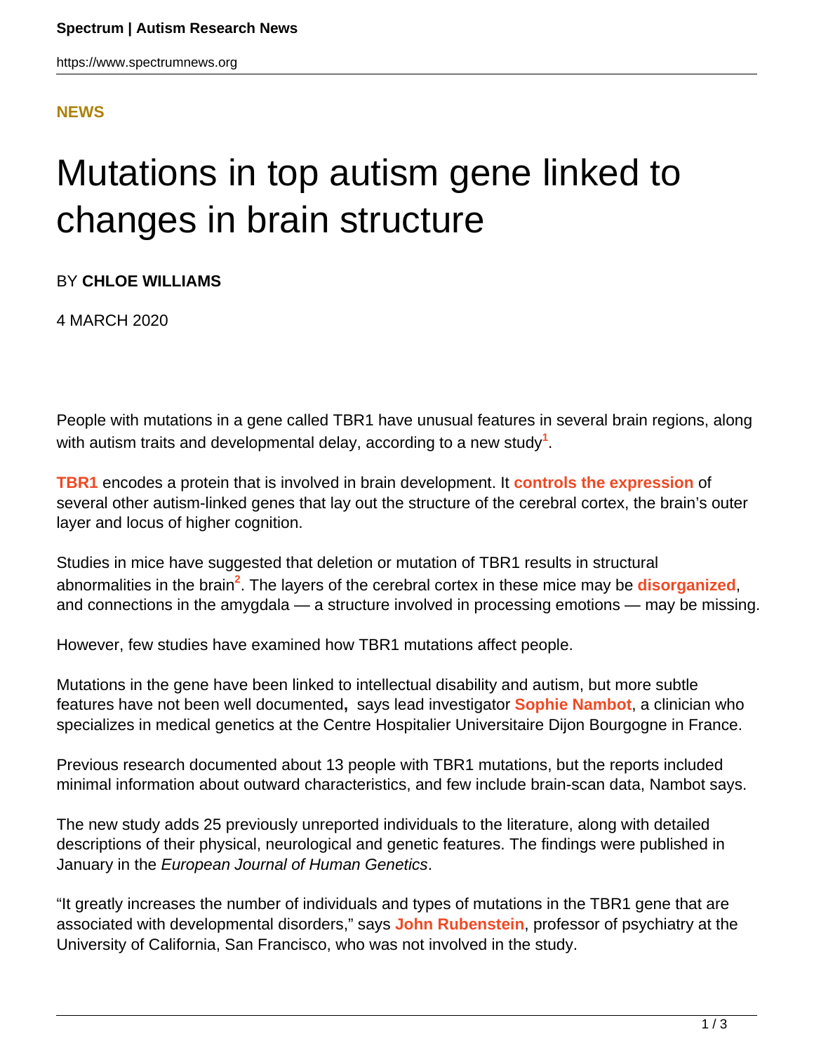**NEWS**

# Mutations in top autism gene linked to changes in brain structure

BY **CHLOE WILLIAMS**

4 MARCH 2020

People with mutations in a gene called TBR1 have unusual features in several brain regions, along with autism traits and developmental delay, according to a new study[1].

**TBR1** encodes a protein that is involved in brain development. It **controls the expression** of several other autism-linked genes that lay out the structure of the cerebral cortex, the brain's outer layer and locus of higher cognition.

Studies in mice have suggested that deletion or mutation of TBR1 results in structural abnormalities in the brain[2]. The layers of the cerebral cortex in these mice may be **disorganized**, and connections in the amygdala — a structure involved in processing emotions — may be missing.

However, few studies have examined how TBR1 mutations affect people.

Mutations in the gene have been linked to intellectual disability and autism, but more subtle features have not been well documented**,** says lead investigator **Sophie Nambot**, a clinician who specializes in medical genetics at the Centre Hospitalier Universitaire Dijon Bourgogne in France.

Previous research documented about 13 people with TBR1 mutations, but the reports included minimal information about outward characteristics, and few include brain-scan data, Nambot says.

The new study adds 25 previously unreported individuals to the literature, along with detailed descriptions of their physical, neurological and genetic features. The findings were published in January in the *European Journal of Human Genetics*.

"It greatly increases the number of individuals and types of mutations in the TBR1 gene that are associated with developmental disorders," says **John Rubenstein**, professor of psychiatry at the University of California, San Francisco, who was not involved in the study.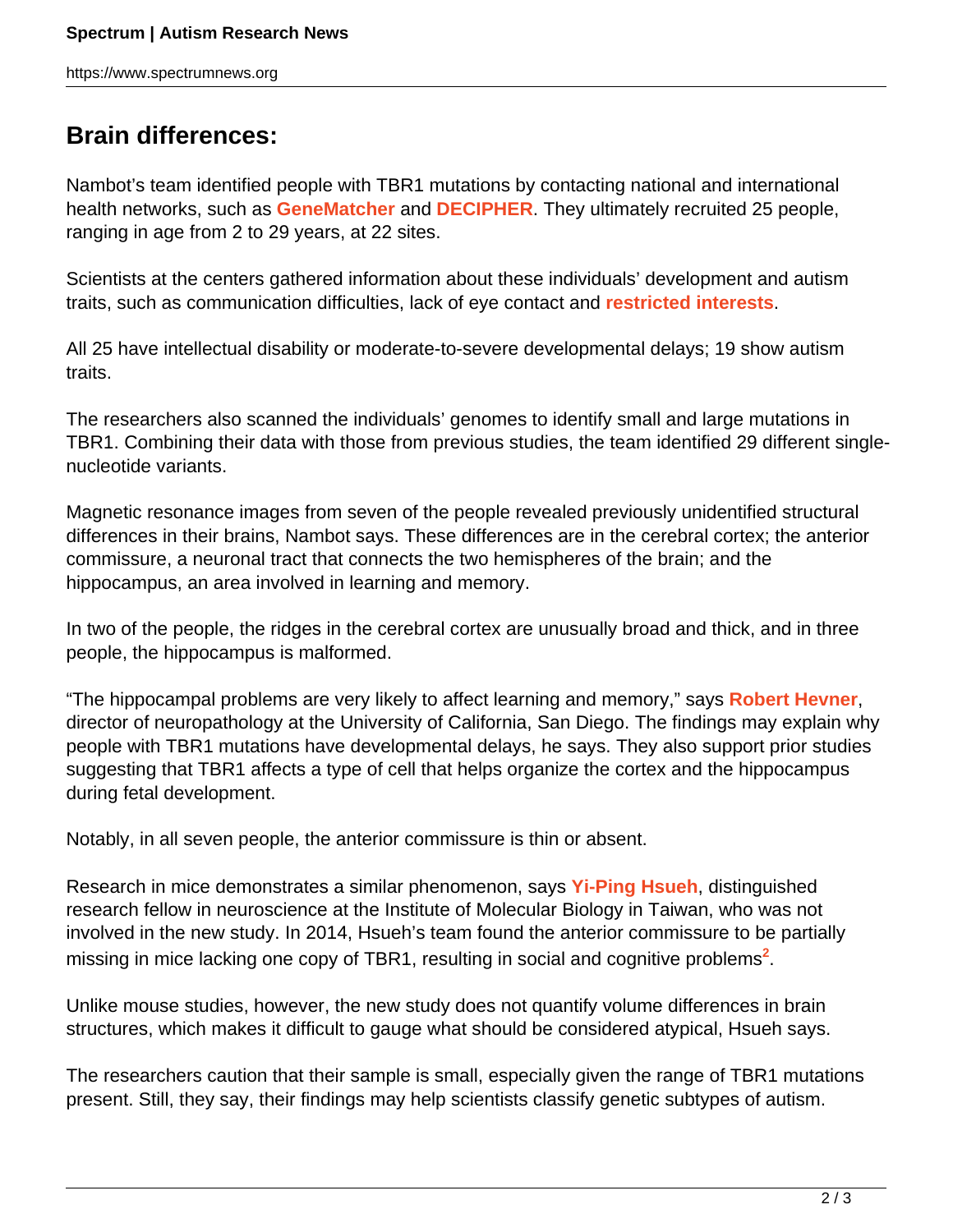## Brain differences:

Nambot's team identified people with TBR1 mutations by contacting national and international health networks, such as **GeneMatcher** and **DECIPHER**. They ultimately recruited 25 people, ranging in age from 2 to 29 years, at 22 sites.

Scientists at the centers gathered information about these individuals' development and autism traits, such as communication difficulties, lack of eye contact and **restricted interests**.

All 25 have intellectual disability or moderate-to-severe developmental delays; 19 show autism traits.

The researchers also scanned the individuals' genomes to identify small and large mutations in TBR1. Combining their data with those from previous studies, the team identified 29 different single-nucleotide variants.

Magnetic resonance images from seven of the people revealed previously unidentified structural differences in their brains, Nambot says. These differences are in the cerebral cortex; the anterior commissure, a neuronal tract that connects the two hemispheres of the brain; and the hippocampus, an area involved in learning and memory.

In two of the people, the ridges in the cerebral cortex are unusually broad and thick, and in three people, the hippocampus is malformed.

"The hippocampal problems are very likely to affect learning and memory," says **Robert Hevner**, director of neuropathology at the University of California, San Diego. The findings may explain why people with TBR1 mutations have developmental delays, he says. They also support prior studies suggesting that TBR1 affects a type of cell that helps organize the cortex and the hippocampus during fetal development.

Notably, in all seven people, the anterior commissure is thin or absent.

Research in mice demonstrates a similar phenomenon, says **Yi-Ping Hsueh**, distinguished research fellow in neuroscience at the Institute of Molecular Biology in Taiwan, who was not involved in the new study. In 2014, Hsueh's team found the anterior commissure to be partially missing in mice lacking one copy of TBR1, resulting in social and cognitive problems[2].

Unlike mouse studies, however, the new study does not quantify volume differences in brain structures, which makes it difficult to gauge what should be considered atypical, Hsueh says.

The researchers caution that their sample is small, especially given the range of TBR1 mutations present. Still, they say, their findings may help scientists classify genetic subtypes of autism.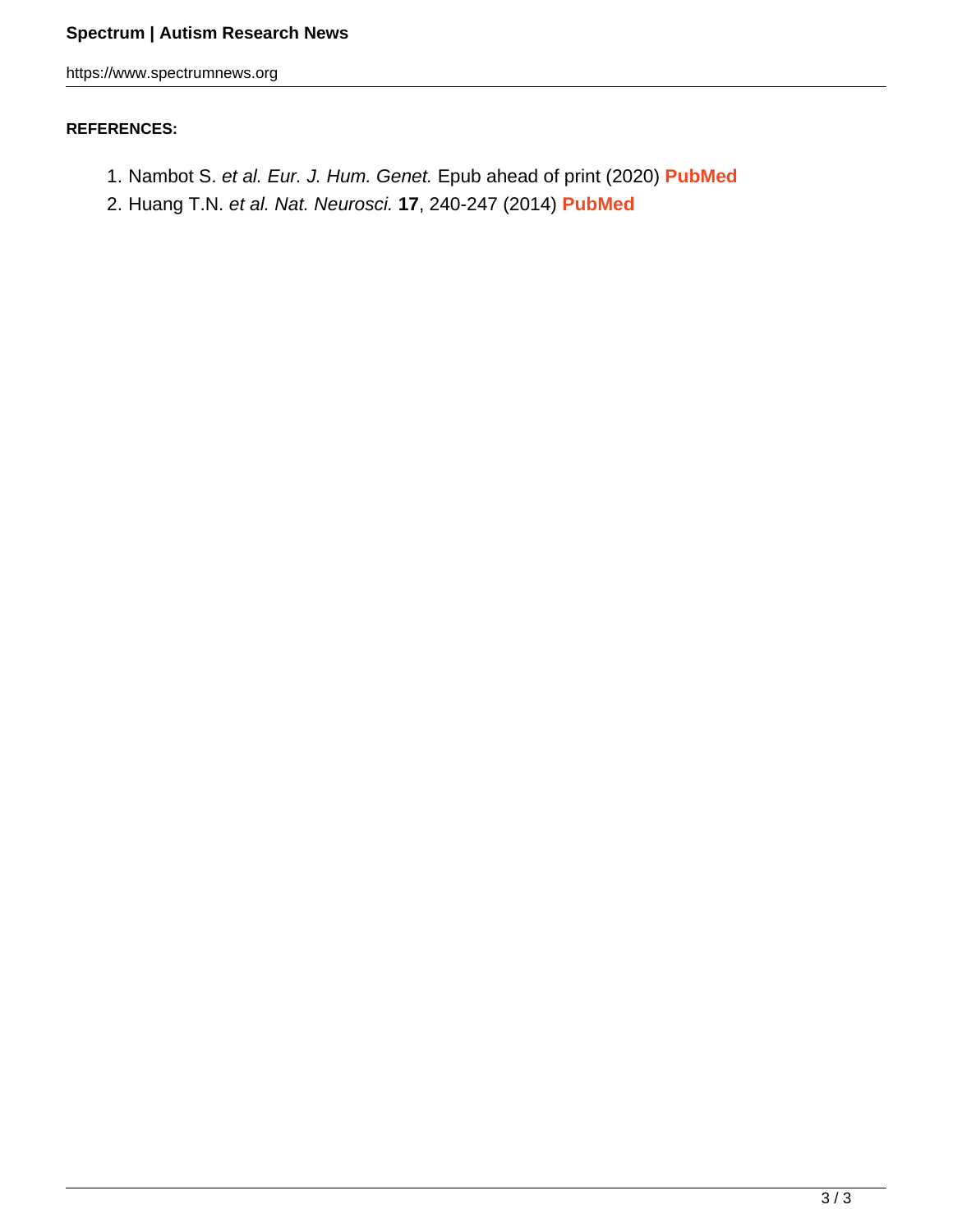**REFERENCES:**

1. Nambot S. *et al. Eur. J. Hum. Genet.* Epub ahead of print (2020) **PubMed**
2. Huang T.N. *et al. Nat. Neurosci.* **17**, 240-247 (2014) **PubMed**